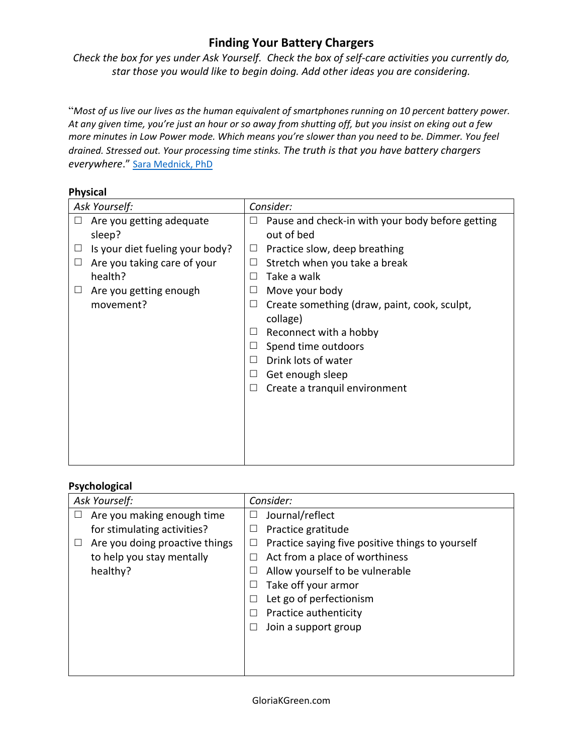# Finding Your Battery Chargers

*Check the box for yes under Ask Yourself. Check the box of self-care activities you currently do, star those you would like to begin doing. Add other ideas you are considering.*

"*Most of us live our lives as the human equivalent of smartphones running on 10 percent battery power. At any given time, you're just an hour or so away from shutting off, but you insist on eking out a few more minutes in Low Power mode. Which means you're slower than you need to be. Dimmer. You feel drained. Stressed out. Your processing time stinks. The truth is that you have battery chargers everywhere*." Sara Mednick, PhD

**Physical**

| *Ask Yourself:* | *Consider:* |
|---|---|
| ☐ Are you getting adequate sleep?<br>☐ Is your diet fueling your body?<br>☐ Are you taking care of your health?<br>☐ Are you getting enough movement? | ☐ Pause and check-in with your body before getting out of bed<br>☐ Practice slow, deep breathing<br>☐ Stretch when you take a break<br>☐ Take a walk<br>☐ Move your body<br>☐ Create something (draw, paint, cook, sculpt, collage)<br>☐ Reconnect with a hobby<br>☐ Spend time outdoors<br>☐ Drink lots of water<br>☐ Get enough sleep<br>☐ Create a tranquil environment |

**Psychological**

| *Ask Yourself:* | *Consider:* |
|---|---|
| ☐ Are you making enough time for stimulating activities?<br>☐ Are you doing proactive things to help you stay mentally healthy? | ☐ Journal/reflect<br>☐ Practice gratitude<br>☐ Practice saying five positive things to yourself<br>☐ Act from a place of worthiness<br>☐ Allow yourself to be vulnerable<br>☐ Take off your armor<br>☐ Let go of perfectionism<br>☐ Practice authenticity<br>☐ Join a support group |

GloriaKGreen.com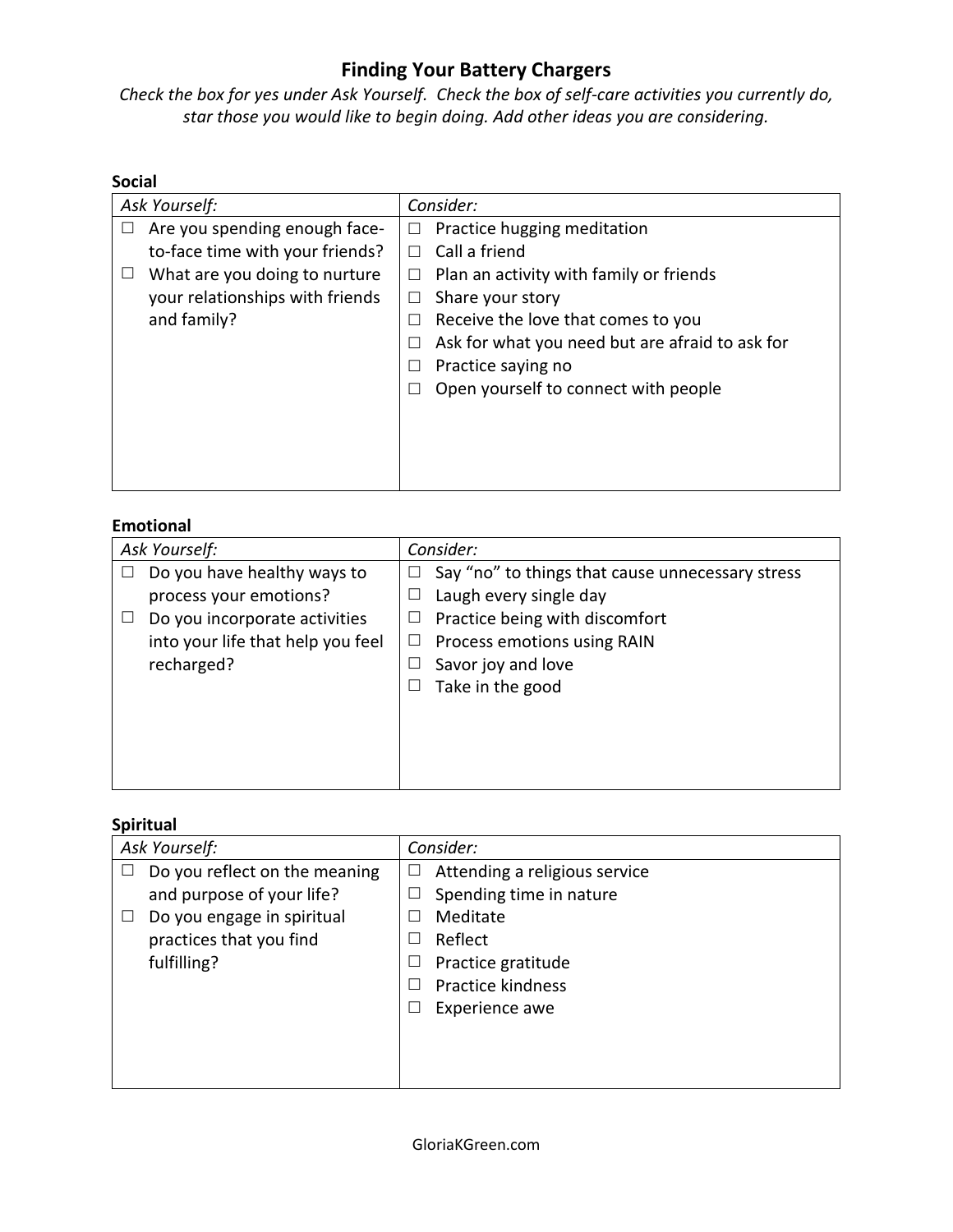# Finding Your Battery Chargers

*Check the box for yes under Ask Yourself. Check the box of self-care activities you currently do, star those you would like to begin doing. Add other ideas you are considering.*

**Social**

| *Ask Yourself:* | *Consider:* |
|---|---|
| ☐ Are you spending enough face-to-face time with your friends?<br>☐ What are you doing to nurture your relationships with friends and family? | ☐ Practice hugging meditation<br>☐ Call a friend<br>☐ Plan an activity with family or friends<br>☐ Share your story<br>☐ Receive the love that comes to you<br>☐ Ask for what you need but are afraid to ask for<br>☐ Practice saying no<br>☐ Open yourself to connect with people |

**Emotional**

| *Ask Yourself:* | *Consider:* |
|---|---|
| ☐ Do you have healthy ways to process your emotions?<br>☐ Do you incorporate activities into your life that help you feel recharged? | ☐ Say "no" to things that cause unnecessary stress<br>☐ Laugh every single day<br>☐ Practice being with discomfort<br>☐ Process emotions using RAIN<br>☐ Savor joy and love<br>☐ Take in the good |

**Spiritual**

| *Ask Yourself:* | *Consider:* |
|---|---|
| ☐ Do you reflect on the meaning and purpose of your life?<br>☐ Do you engage in spiritual practices that you find fulfilling? | ☐ Attending a religious service<br>☐ Spending time in nature<br>☐ Meditate<br>☐ Reflect<br>☐ Practice gratitude<br>☐ Practice kindness<br>☐ Experience awe |

GloriaKGreen.com